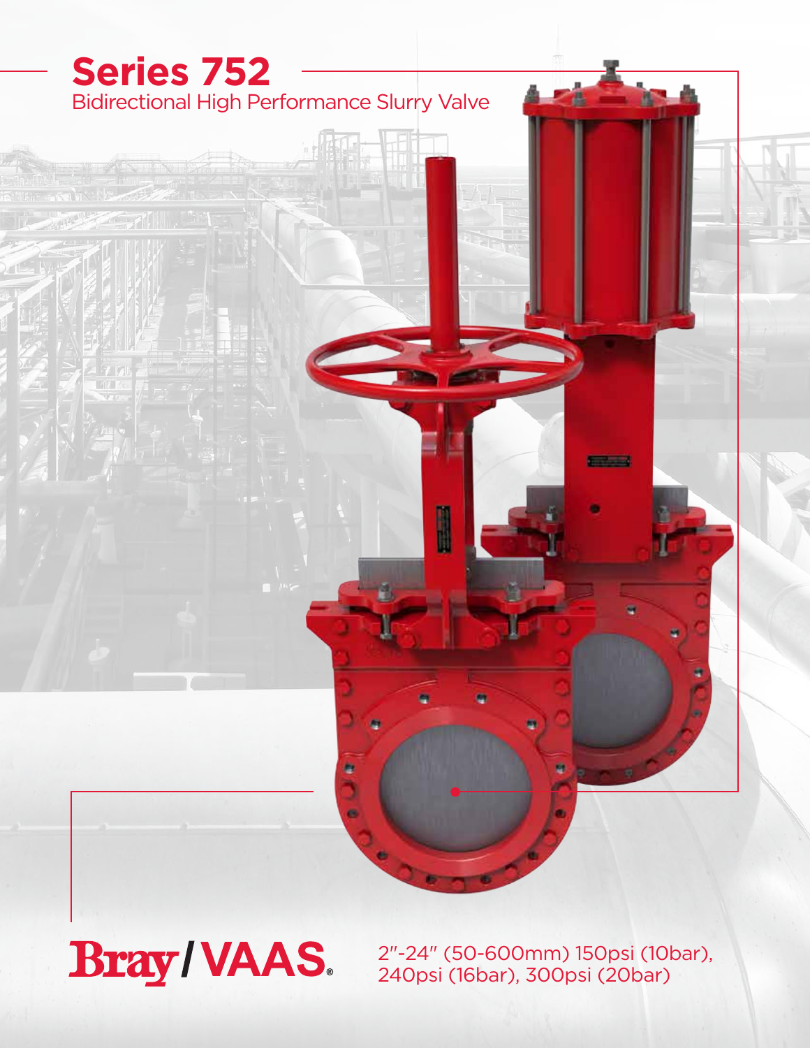# Series 752

Bidirectional High Performance Slurry Valve

Bray/VAAS®

2″-24″ (50-600mm) 150psi (10bar), 240psi (16bar), 300psi (20bar)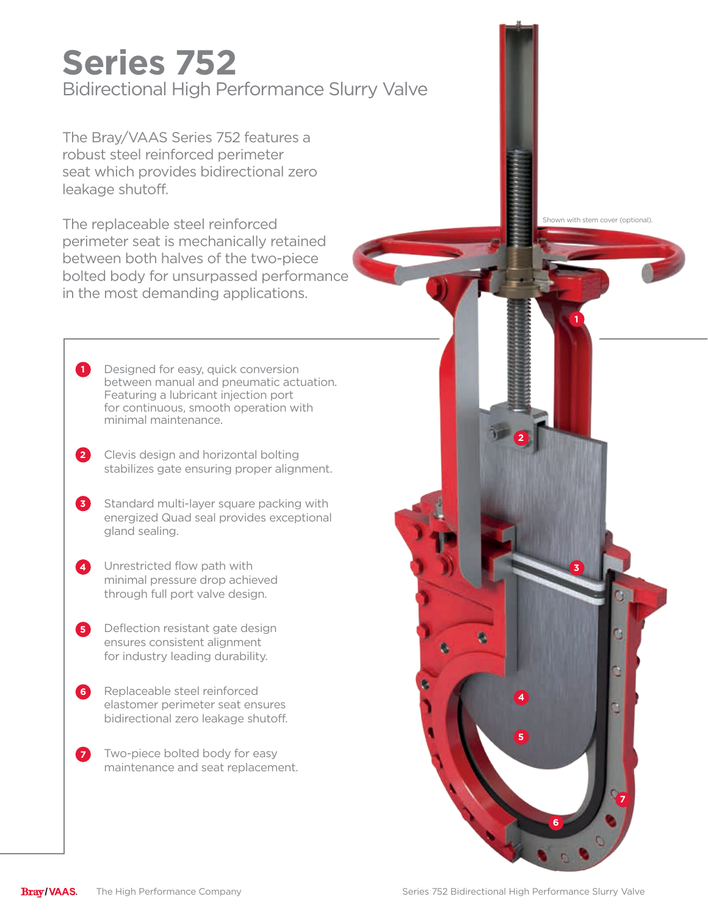# Series 752

## Bidirectional High Performance Slurry Valve

The Bray/VAAS Series 752 features a robust steel reinforced perimeter seat which provides bidirectional zero leakage shutoff.

The replaceable steel reinforced perimeter seat is mechanically retained between both halves of the two-piece bolted body for unsurpassed performance in the most demanding applications.

1. Designed for easy, quick conversion between manual and pneumatic actuation. Featuring a lubricant injection port for continuous, smooth operation with minimal maintenance.
2. Clevis design and horizontal bolting stabilizes gate ensuring proper alignment.
3. Standard multi-layer square packing with energized Quad seal provides exceptional gland sealing.
4. Unrestricted flow path with minimal pressure drop achieved through full port valve design.
5. Deflection resistant gate design ensures consistent alignment for industry leading durability.
6. Replaceable steel reinforced elastomer perimeter seat ensures bidirectional zero leakage shutoff.
7. Two-piece bolted body for easy maintenance and seat replacement.

Shown with stem cover (optional).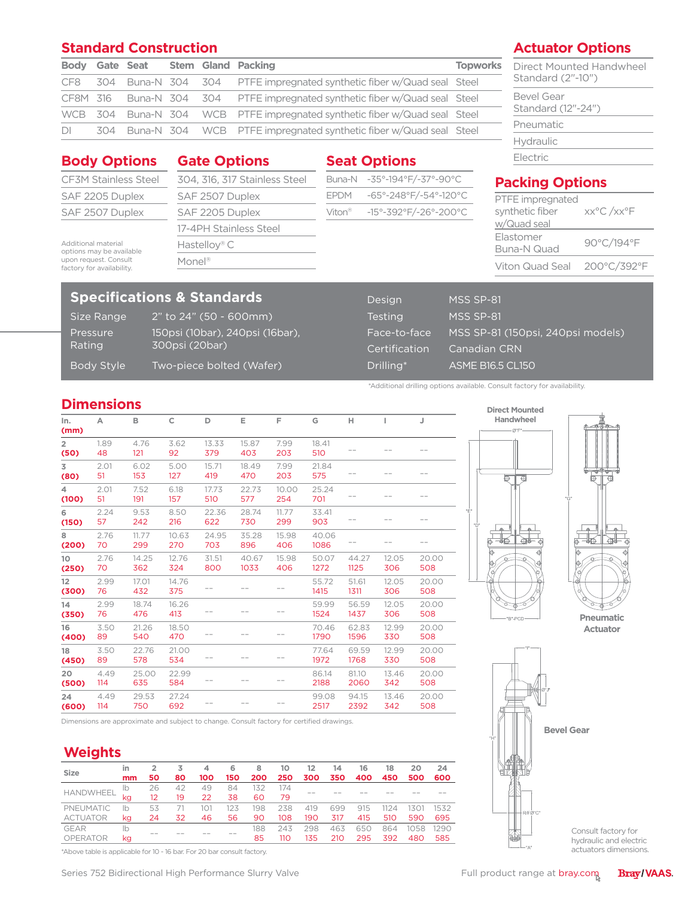## Standard Construction

| Body | Gate | Seat | Stem | Gland | Packing | Topworks |
|---|---|---|---|---|---|---|
| CF8 | 304 | Buna-N | 304 | 304 | PTFE impregnated synthetic fiber w/Quad seal | Steel |
| CF8M | 316 | Buna-N | 304 | 304 | PTFE impregnated synthetic fiber w/Quad seal | Steel |
| WCB | 304 | Buna-N | 304 | WCB | PTFE impregnated synthetic fiber w/Quad seal | Steel |
| DI | 304 | Buna-N | 304 | WCB | PTFE impregnated synthetic fiber w/Quad seal | Steel |

## Actuator Options

- Direct Mounted Handwheel Standard (2"-10")
- Bevel Gear Standard (12"-24")
- Pneumatic
- Hydraulic
- Electric

## Body Options

- CF3M Stainless Steel
- SAF 2205 Duplex
- SAF 2507 Duplex

Additional material options may be available upon request. Consult factory for availability.

## Gate Options

- 304, 316, 317 Stainless Steel
- SAF 2507 Duplex
- SAF 2205 Duplex
- 17-4PH Stainless Steel
- Hastelloy® C
- Monel®

## Seat Options

| | |
|---|---|
| Buna-N | -35°-194°F/-37°-90°C |
| EPDM | -65°-248°F/-54°-120°C |
| Viton® | -15°-392°F/-26°-200°C |

## Packing Options

| | |
|---|---|
| PTFE impregnated synthetic fiber w/Quad seal | xx°C /xx°F |
| Elastomer Buna-N Quad | 90°C/194°F |
| Viton Quad Seal | 200°C/392°F |

## Specifications & Standards

| | |
|---|---|
| Size Range | 2" to 24" (50 - 600mm) |
| Pressure Rating | 150psi (10bar), 240psi (16bar), 300psi (20bar) |
| Body Style | Two-piece bolted (Wafer) |
| Design | MSS SP-81 |
| Testing | MSS SP-81 |
| Face-to-face | MSS SP-81 (150psi, 240psi models) |
| Certification | Canadian CRN |
| Drilling* | ASME B16.5 CL150 |

*Additional drilling options available. Consult factory for availability.

## Dimensions

| In. (mm) | A | B | C | D | E | F | G | H | I | J |
|---|---|---|---|---|---|---|---|---|---|---|
| 2 (50) | 1.89 48 | 4.76 121 | 3.62 92 | 13.33 379 | 15.87 403 | 7.99 203 | 18.41 510 | -- | -- | -- |
| 3 (80) | 2.01 51 | 6.02 153 | 5.00 127 | 15.71 419 | 18.49 470 | 7.99 203 | 21.84 575 | -- | -- | -- |
| 4 (100) | 2.01 51 | 7.52 191 | 6.18 157 | 17.73 510 | 22.73 577 | 10.00 254 | 25.24 701 | -- | -- | -- |
| 6 (150) | 2.24 57 | 9.53 242 | 8.50 216 | 22.36 622 | 28.74 730 | 11.77 299 | 33.41 903 | -- | -- | -- |
| 8 (200) | 2.76 70 | 11.77 299 | 10.63 270 | 24.95 703 | 35.28 896 | 15.98 406 | 40.06 1086 | -- | -- | -- |
| 10 (250) | 2.76 70 | 14.25 362 | 12.76 324 | 31.51 800 | 40.67 1033 | 15.98 406 | 50.07 1272 | 44.27 1125 | 12.05 306 | 20.00 508 |
| 12 (300) | 2.99 76 | 17.01 432 | 14.76 375 | -- | -- | -- | 55.72 1415 | 51.61 1311 | 12.05 306 | 20.00 508 |
| 14 (350) | 2.99 76 | 18.74 476 | 16.26 413 | -- | -- | -- | 59.99 1524 | 56.59 1437 | 12.05 306 | 20.00 508 |
| 16 (400) | 3.50 89 | 21.26 540 | 18.50 470 | -- | -- | -- | 70.46 1790 | 62.83 1596 | 12.99 330 | 20.00 508 |
| 18 (450) | 3.50 89 | 22.76 578 | 21.00 534 | -- | -- | -- | 77.64 1972 | 69.59 1768 | 12.99 330 | 20.00 508 |
| 20 (500) | 4.49 114 | 25.00 635 | 22.99 584 | -- | -- | -- | 86.14 2188 | 81.10 2060 | 13.46 342 | 20.00 508 |
| 24 (600) | 4.49 114 | 29.53 750 | 27.24 692 | -- | -- | -- | 99.08 2517 | 94.15 2392 | 13.46 342 | 20.00 508 |

Dimensions are approximate and subject to change. Consult factory for certified drawings.

Direct Mounted Handwheel

Pneumatic Actuator

Bevel Gear

Consult factory for hydraulic and electric actuators dimensions.

## Weights

| Size | in / mm | 2 / 50 | 3 / 80 | 4 / 100 | 6 / 150 | 8 / 200 | 10 / 250 | 12 / 300 | 14 / 350 | 16 / 400 | 18 / 450 | 20 / 500 | 24 / 600 |
|---|---|---|---|---|---|---|---|---|---|---|---|---|---|
| HANDWHEEL | lb | 26 | 42 | 49 | 84 | 132 | 174 | -- | -- | -- | -- | -- | -- |
| | kg | 12 | 19 | 22 | 38 | 60 | 79 | | | | | | |
| PNEUMATIC ACTUATOR | lb | 53 | 71 | 101 | 123 | 198 | 238 | 419 | 699 | 915 | 1124 | 1301 | 1532 |
| | kg | 24 | 32 | 46 | 56 | 90 | 108 | 190 | 317 | 415 | 510 | 590 | 695 |
| GEAR OPERATOR | lb | -- | -- | -- | -- | 188 | 243 | 298 | 463 | 650 | 864 | 1058 | 1290 |
| | kg | | | | | 85 | 110 | 135 | 210 | 295 | 392 | 480 | 585 |

*Above table is applicable for 10 - 16 bar. For 20 bar consult factory.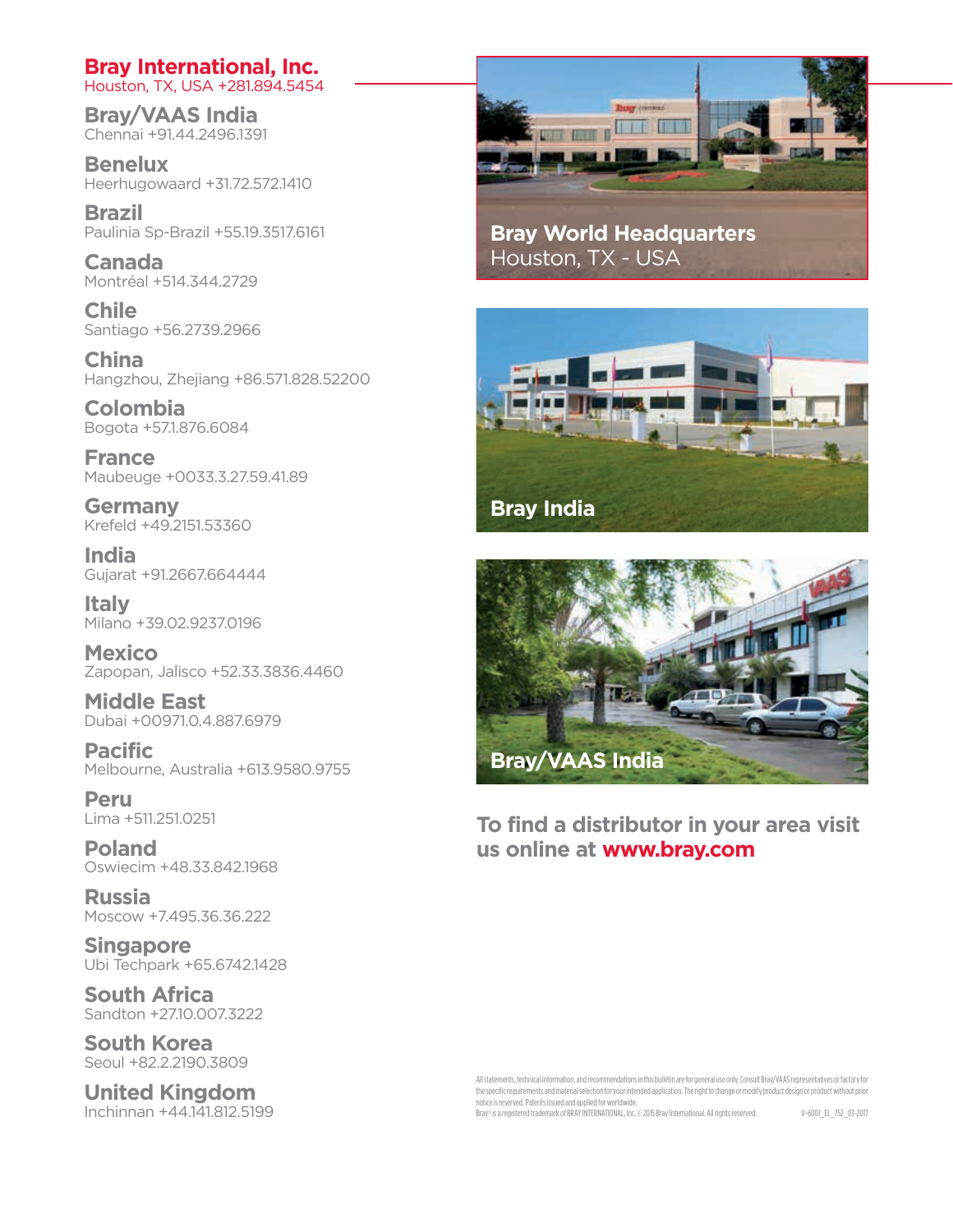**Bray International, Inc.**
Houston, TX, USA +281.894.5454

**Bray/VAAS India**
Chennai +91.44.2496.1391

**Benelux**
Heerhugowaard +31.72.572.1410

**Brazil**
Paulinia Sp-Brazil +55.19.3517.6161

**Canada**
Montréal +514.344.2729

**Chile**
Santiago +56.2739.2966

**China**
Hangzhou, Zhejiang +86.571.828.52200

**Colombia**
Bogota +57.1.876.6084

**France**
Maubeuge +0033.3.27.59.41.89

**Germany**
Krefeld +49.2151.53360

**India**
Gujarat +91.2667.664444

**Italy**
Milano +39.02.9237.0196

**Mexico**
Zapopan, Jalisco +52.33.3836.4460

**Middle East**
Dubai +00971.0.4.887.6979

**Pacific**
Melbourne, Australia +613.9580.9755

**Peru**
Lima +511.251.0251

**Poland**
Oswiecim +48.33.842.1968

**Russia**
Moscow +7.495.36.36.222

**Singapore**
Ubi Techpark +65.6742.1428

**South Africa**
Sandton +27.10.007.3222

**South Korea**
Seoul +82.2.2190.3809

**United Kingdom**
Inchinnan +44.141.812.5199

**Bray World Headquarters**
Houston, TX - USA

**Bray India**

**Bray/VAAS India**

**To find a distributor in your area visit us online at www.bray.com**

All statements, technical information, and recommendations in this bulletin are for general use only. Consult Bray/VAAS representatives or factory for the specific requirements and material selection for your intended application. The right to change or modify product design or product without prior notice is reserved. Patents issued and applied for worldwide.
Bray® is a registered trademark of BRAY INTERNATIONAL, Inc. © 2015 Bray International. All rights reserved. V-6001_EL_752_03-2017